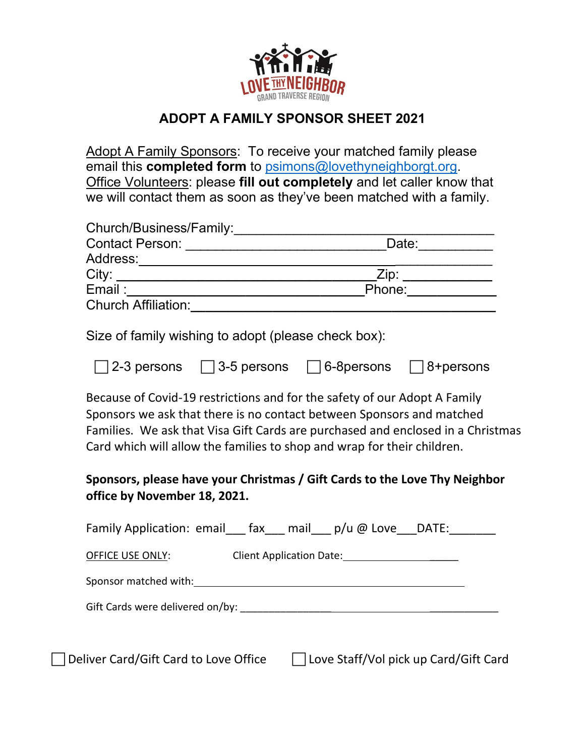LOVE THY NEIGHBOR
GRAND TRAVERSE REGION

## ADOPT A FAMILY SPONSOR SHEET 2021

Adopt A Family Sponsors: To receive your matched family please email this **completed form** to psimons@lovethyneighborgt.org.
Office Volunteers: please **fill out completely** and let caller know that we will contact them as soon as they've been matched with a family.

Church/Business/Family:\_\_\_\_\_\_\_\_\_\_\_\_\_\_\_\_\_\_\_\_\_\_\_\_\_\_\_\_\_\_\_\_\_\_\_\_\_\_
Contact Person: \_\_\_\_\_\_\_\_\_\_\_\_\_\_\_\_\_\_\_\_\_\_\_\_\_\_\_\_\_\_Date:\_\_\_\_\_\_\_\_\_\_
Address:\_\_\_\_\_\_\_\_\_\_\_\_\_\_\_\_\_\_\_\_\_\_\_\_\_\_\_\_\_\_\_\_\_\_\_\_\_\_\_\_\_\_\_\_\_\_\_\_\_\_
City: \_\_\_\_\_\_\_\_\_\_\_\_\_\_\_\_\_\_\_\_\_\_\_\_\_\_\_\_\_\_\_\_\_\_\_\_\_\_Zip: \_\_\_\_\_\_\_\_\_\_\_\_
Email :\_\_\_\_\_\_\_\_\_\_\_\_\_\_\_\_\_\_\_\_\_\_\_\_\_\_\_\_\_\_\_\_\_\_\_\_Phone:\_\_\_\_\_\_\_\_\_\_\_\_
Church Affiliation:\_\_\_\_\_\_\_\_\_\_\_\_\_\_\_\_\_\_\_\_\_\_\_\_\_\_\_\_\_\_\_\_\_\_\_\_\_\_\_\_\_\_\_

Size of family wishing to adopt (please check box):

☐ 2-3 persons ☐ 3-5 persons ☐ 6-8persons ☐ 8+persons

Because of Covid-19 restrictions and for the safety of our Adopt A Family Sponsors we ask that there is no contact between Sponsors and matched Families. We ask that Visa Gift Cards are purchased and enclosed in a Christmas Card which will allow the families to shop and wrap for their children.

**Sponsors, please have your Christmas / Gift Cards to the Love Thy Neighbor office by November 18, 2021.**

Family Application: email\_\_\_ fax\_\_\_ mail\_\_\_ p/u @ Love\_\_\_DATE:\_\_\_\_\_\_\_

OFFICE USE ONLY: Client Application Date:\_\_\_\_\_\_\_\_\_\_\_\_\_\_\_\_\_\_\_\_\_\_\_

Sponsor matched with:\_\_\_\_\_\_\_\_\_\_\_\_\_\_\_\_\_\_\_\_\_\_\_\_\_\_\_\_\_\_\_\_\_\_\_\_\_\_\_\_\_\_\_\_\_\_\_\_\_\_\_\_

Gift Cards were delivered on/by: \_\_\_\_\_\_\_\_\_\_\_\_\_\_\_\_\_\_\_\_\_\_\_\_\_\_\_\_\_\_\_\_\_\_\_\_\_\_\_\_\_\_\_\_\_\_\_\_\_

☐ Deliver Card/Gift Card to Love Office ☐ Love Staff/Vol pick up Card/Gift Card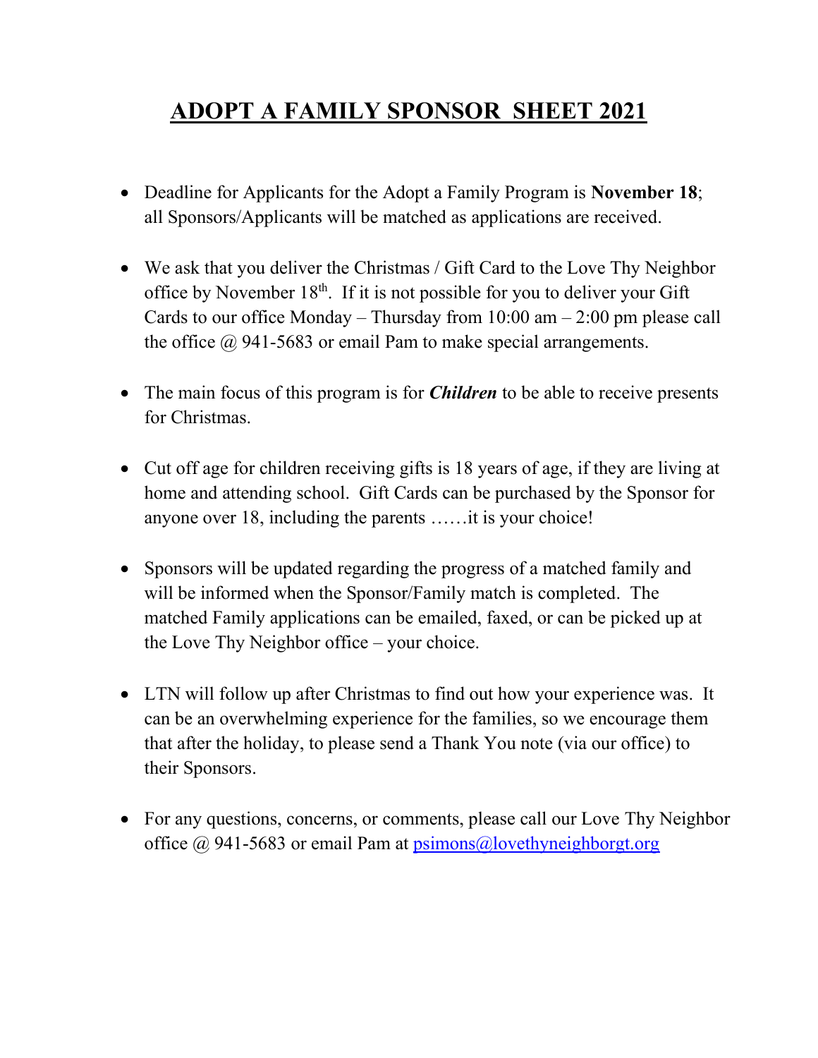# ADOPT A FAMILY SPONSOR SHEET 2021

- Deadline for Applicants for the Adopt a Family Program is **November 18**; all Sponsors/Applicants will be matched as applications are received.

- We ask that you deliver the Christmas / Gift Card to the Love Thy Neighbor office by November 18th. If it is not possible for you to deliver your Gift Cards to our office Monday – Thursday from 10:00 am – 2:00 pm please call the office @ 941-5683 or email Pam to make special arrangements.

- The main focus of this program is for ***Children*** to be able to receive presents for Christmas.

- Cut off age for children receiving gifts is 18 years of age, if they are living at home and attending school. Gift Cards can be purchased by the Sponsor for anyone over 18, including the parents ……it is your choice!

- Sponsors will be updated regarding the progress of a matched family and will be informed when the Sponsor/Family match is completed. The matched Family applications can be emailed, faxed, or can be picked up at the Love Thy Neighbor office – your choice.

- LTN will follow up after Christmas to find out how your experience was. It can be an overwhelming experience for the families, so we encourage them that after the holiday, to please send a Thank You note (via our office) to their Sponsors.

- For any questions, concerns, or comments, please call our Love Thy Neighbor office @ 941-5683 or email Pam at psimons@lovethyneighborgt.org